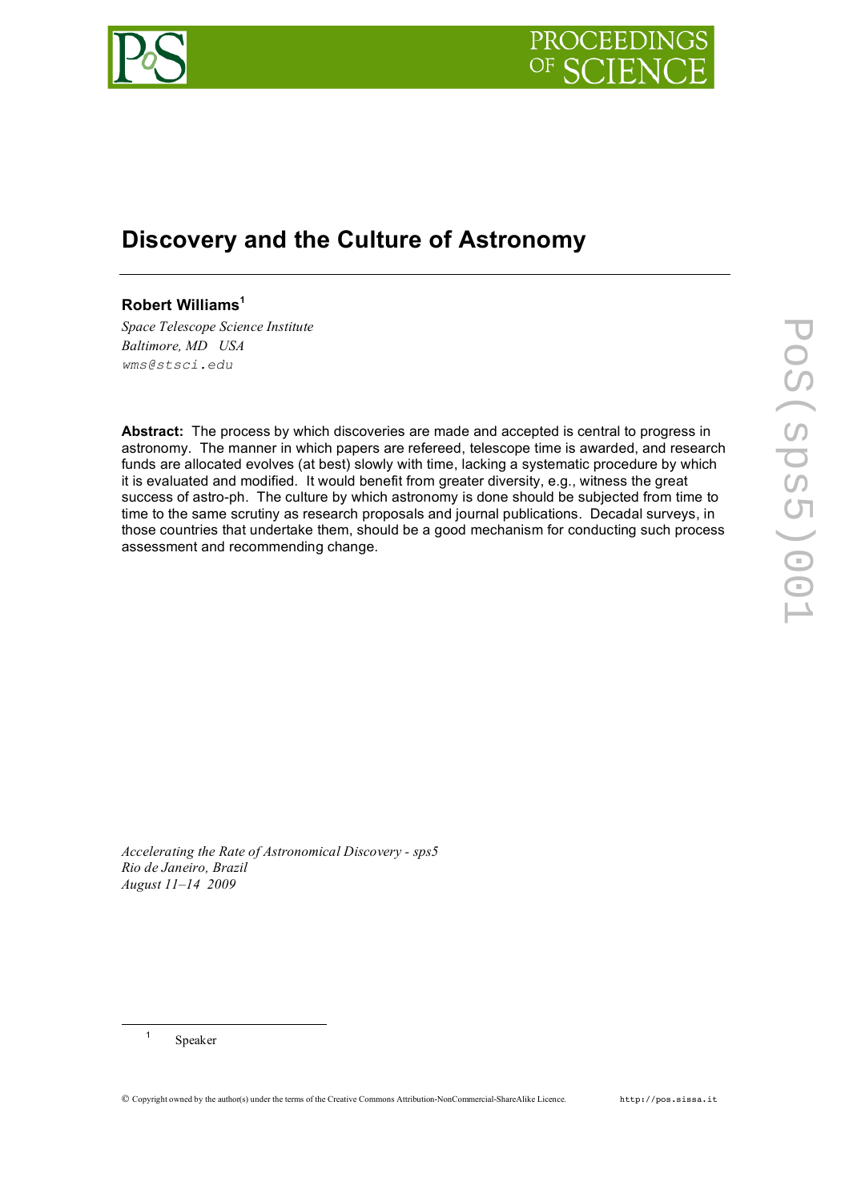# Discovery and the Culture of Astronomy

**Robert Williams**[1]

*Space Telescope Science Institute*
*Baltimore, MD USA*
*wms@stsci.edu*

**Abstract:** The process by which discoveries are made and accepted is central to progress in astronomy. The manner in which papers are refereed, telescope time is awarded, and research funds are allocated evolves (at best) slowly with time, lacking a systematic procedure by which it is evaluated and modified. It would benefit from greater diversity, e.g., witness the great success of astro-ph. The culture by which astronomy is done should be subjected from time to time to the same scrutiny as research proposals and journal publications. Decadal surveys, in those countries that undertake them, should be a good mechanism for conducting such process assessment and recommending change.

*Accelerating the Rate of Astronomical Discovery - sps5*
*Rio de Janeiro, Brazil*
*August 11–14 2009*

[1] Speaker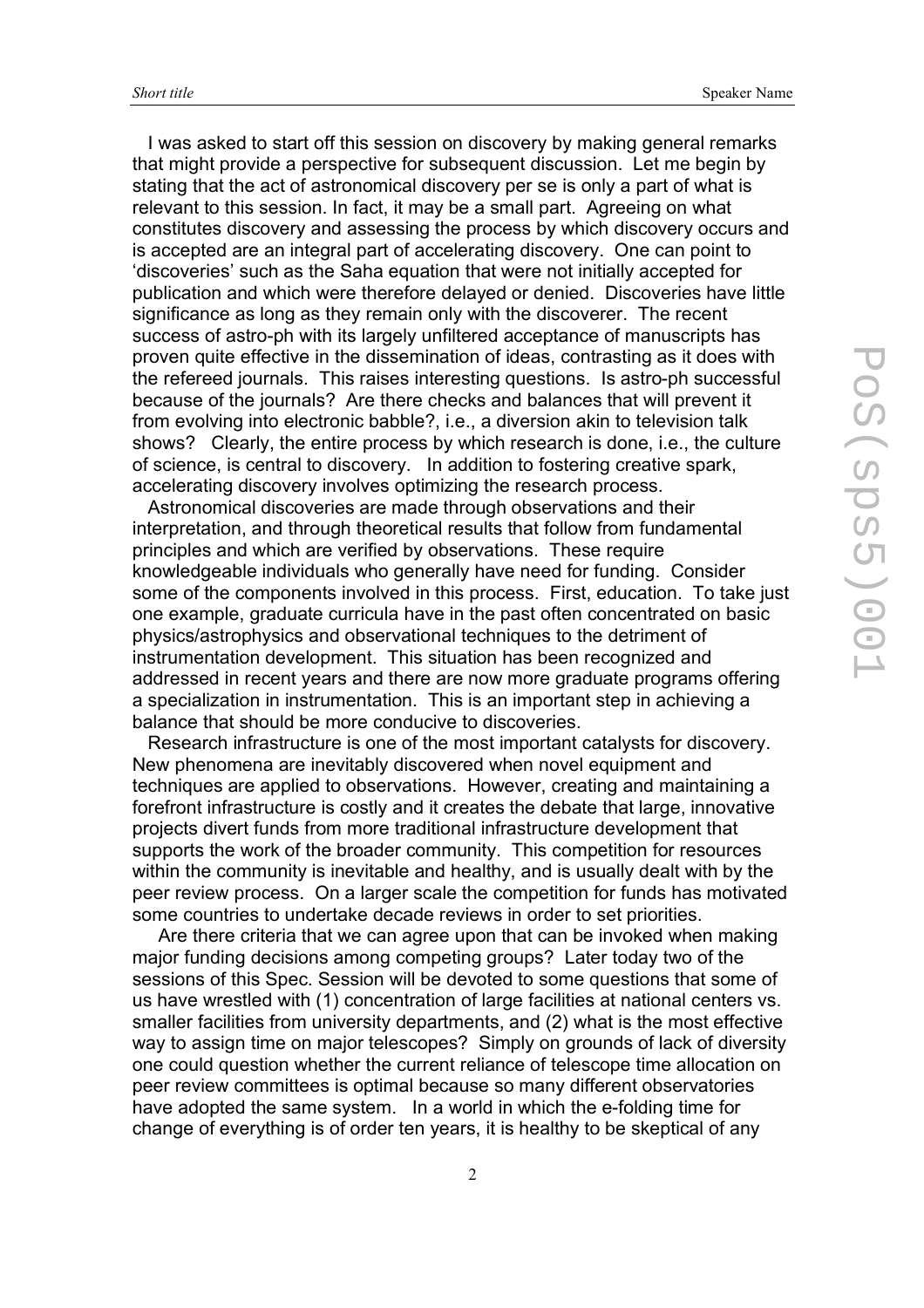I was asked to start off this session on discovery by making general remarks that might provide a perspective for subsequent discussion. Let me begin by stating that the act of astronomical discovery per se is only a part of what is relevant to this session. In fact, it may be a small part. Agreeing on what constitutes discovery and assessing the process by which discovery occurs and is accepted are an integral part of accelerating discovery. One can point to 'discoveries' such as the Saha equation that were not initially accepted for publication and which were therefore delayed or denied. Discoveries have little significance as long as they remain only with the discoverer. The recent success of astro-ph with its largely unfiltered acceptance of manuscripts has proven quite effective in the dissemination of ideas, contrasting as it does with the refereed journals. This raises interesting questions. Is astro-ph successful because of the journals? Are there checks and balances that will prevent it from evolving into electronic babble?, i.e., a diversion akin to television talk shows? Clearly, the entire process by which research is done, i.e., the culture of science, is central to discovery. In addition to fostering creative spark, accelerating discovery involves optimizing the research process.

Astronomical discoveries are made through observations and their interpretation, and through theoretical results that follow from fundamental principles and which are verified by observations. These require knowledgeable individuals who generally have need for funding. Consider some of the components involved in this process. First, education. To take just one example, graduate curricula have in the past often concentrated on basic physics/astrophysics and observational techniques to the detriment of instrumentation development. This situation has been recognized and addressed in recent years and there are now more graduate programs offering a specialization in instrumentation. This is an important step in achieving a balance that should be more conducive to discoveries.

Research infrastructure is one of the most important catalysts for discovery. New phenomena are inevitably discovered when novel equipment and techniques are applied to observations. However, creating and maintaining a forefront infrastructure is costly and it creates the debate that large, innovative projects divert funds from more traditional infrastructure development that supports the work of the broader community. This competition for resources within the community is inevitable and healthy, and is usually dealt with by the peer review process. On a larger scale the competition for funds has motivated some countries to undertake decade reviews in order to set priorities.

Are there criteria that we can agree upon that can be invoked when making major funding decisions among competing groups? Later today two of the sessions of this Spec. Session will be devoted to some questions that some of us have wrestled with (1) concentration of large facilities at national centers vs. smaller facilities from university departments, and (2) what is the most effective way to assign time on major telescopes? Simply on grounds of lack of diversity one could question whether the current reliance of telescope time allocation on peer review committees is optimal because so many different observatories have adopted the same system. In a world in which the e-folding time for change of everything is of order ten years, it is healthy to be skeptical of any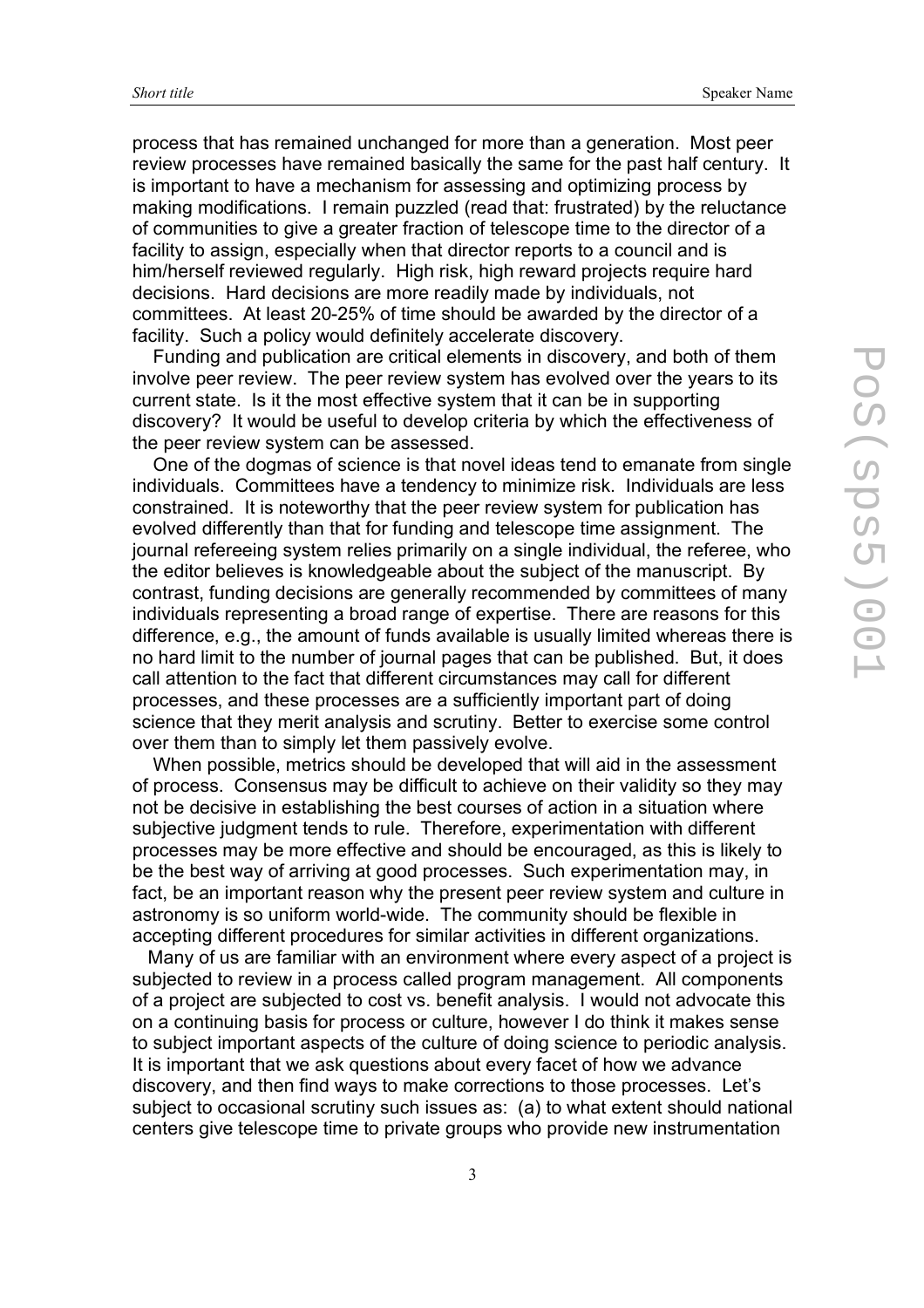process that has remained unchanged for more than a generation. Most peer review processes have remained basically the same for the past half century. It is important to have a mechanism for assessing and optimizing process by making modifications. I remain puzzled (read that: frustrated) by the reluctance of communities to give a greater fraction of telescope time to the director of a facility to assign, especially when that director reports to a council and is him/herself reviewed regularly. High risk, high reward projects require hard decisions. Hard decisions are more readily made by individuals, not committees. At least 20-25% of time should be awarded by the director of a facility. Such a policy would definitely accelerate discovery.

Funding and publication are critical elements in discovery, and both of them involve peer review. The peer review system has evolved over the years to its current state. Is it the most effective system that it can be in supporting discovery? It would be useful to develop criteria by which the effectiveness of the peer review system can be assessed.

One of the dogmas of science is that novel ideas tend to emanate from single individuals. Committees have a tendency to minimize risk. Individuals are less constrained. It is noteworthy that the peer review system for publication has evolved differently than that for funding and telescope time assignment. The journal refereeing system relies primarily on a single individual, the referee, who the editor believes is knowledgeable about the subject of the manuscript. By contrast, funding decisions are generally recommended by committees of many individuals representing a broad range of expertise. There are reasons for this difference, e.g., the amount of funds available is usually limited whereas there is no hard limit to the number of journal pages that can be published. But, it does call attention to the fact that different circumstances may call for different processes, and these processes are a sufficiently important part of doing science that they merit analysis and scrutiny. Better to exercise some control over them than to simply let them passively evolve.

When possible, metrics should be developed that will aid in the assessment of process. Consensus may be difficult to achieve on their validity so they may not be decisive in establishing the best courses of action in a situation where subjective judgment tends to rule. Therefore, experimentation with different processes may be more effective and should be encouraged, as this is likely to be the best way of arriving at good processes. Such experimentation may, in fact, be an important reason why the present peer review system and culture in astronomy is so uniform world-wide. The community should be flexible in accepting different procedures for similar activities in different organizations.

Many of us are familiar with an environment where every aspect of a project is subjected to review in a process called program management. All components of a project are subjected to cost vs. benefit analysis. I would not advocate this on a continuing basis for process or culture, however I do think it makes sense to subject important aspects of the culture of doing science to periodic analysis. It is important that we ask questions about every facet of how we advance discovery, and then find ways to make corrections to those processes. Let's subject to occasional scrutiny such issues as: (a) to what extent should national centers give telescope time to private groups who provide new instrumentation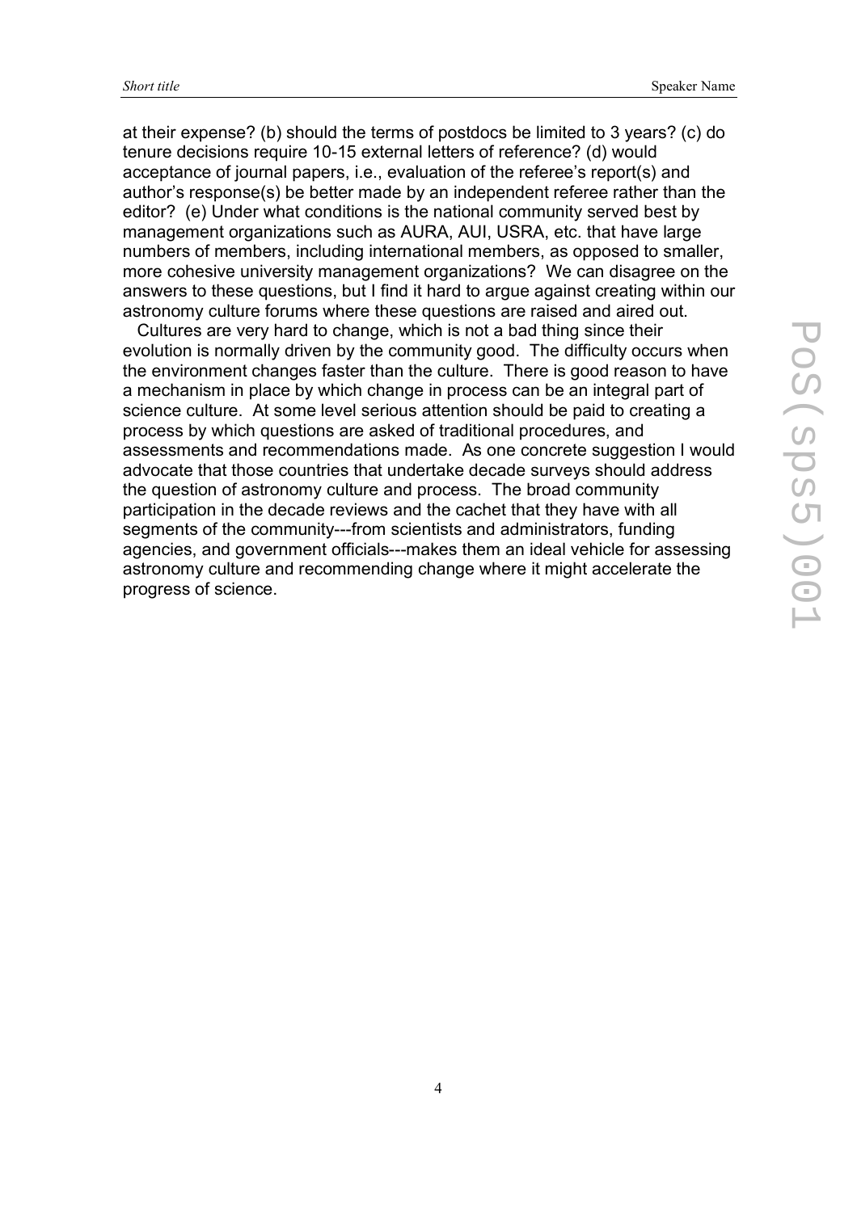at their expense? (b) should the terms of postdocs be limited to 3 years? (c) do tenure decisions require 10-15 external letters of reference? (d) would acceptance of journal papers, i.e., evaluation of the referee's report(s) and author's response(s) be better made by an independent referee rather than the editor? (e) Under what conditions is the national community served best by management organizations such as AURA, AUI, USRA, etc. that have large numbers of members, including international members, as opposed to smaller, more cohesive university management organizations? We can disagree on the answers to these questions, but I find it hard to argue against creating within our astronomy culture forums where these questions are raised and aired out.

Cultures are very hard to change, which is not a bad thing since their evolution is normally driven by the community good. The difficulty occurs when the environment changes faster than the culture. There is good reason to have a mechanism in place by which change in process can be an integral part of science culture. At some level serious attention should be paid to creating a process by which questions are asked of traditional procedures, and assessments and recommendations made. As one concrete suggestion I would advocate that those countries that undertake decade surveys should address the question of astronomy culture and process. The broad community participation in the decade reviews and the cachet that they have with all segments of the community---from scientists and administrators, funding agencies, and government officials---makes them an ideal vehicle for assessing astronomy culture and recommending change where it might accelerate the progress of science.